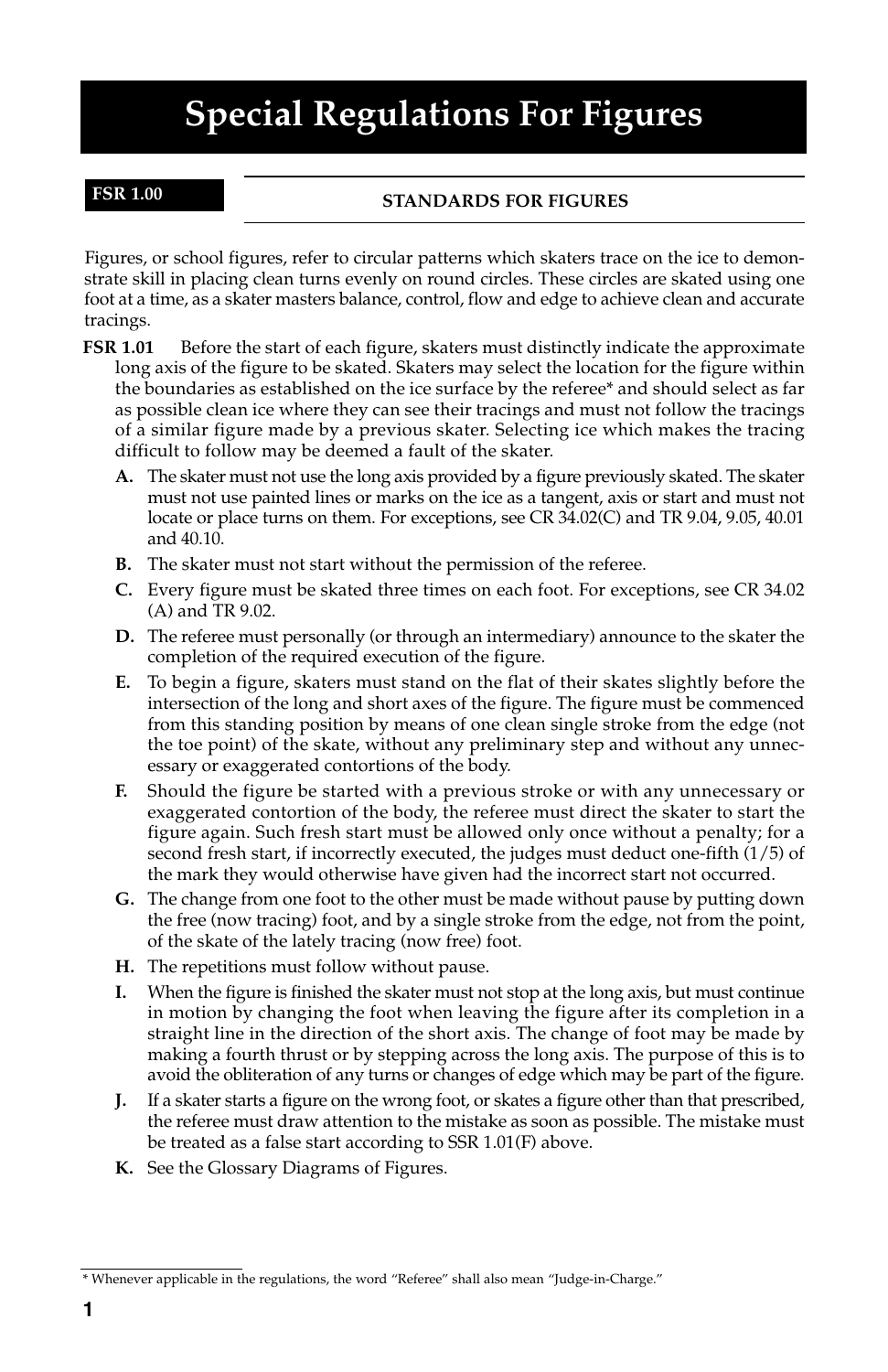# Special Regulations For Figures

## FSR 1.00 — STANDARDS FOR FIGURES

Figures, or school figures, refer to circular patterns which skaters trace on the ice to demonstrate skill in placing clean turns evenly on round circles. These circles are skated using one foot at a time, as a skater masters balance, control, flow and edge to achieve clean and accurate tracings.

**FSR 1.01** Before the start of each figure, skaters must distinctly indicate the approximate long axis of the figure to be skated. Skaters may select the location for the figure within the boundaries as established on the ice surface by the referee* and should select as far as possible clean ice where they can see their tracings and must not follow the tracings of a similar figure made by a previous skater. Selecting ice which makes the tracing difficult to follow may be deemed a fault of the skater.

- **A.** The skater must not use the long axis provided by a figure previously skated. The skater must not use painted lines or marks on the ice as a tangent, axis or start and must not locate or place turns on them. For exceptions, see CR 34.02(C) and TR 9.04, 9.05, 40.01 and 40.10.
- **B.** The skater must not start without the permission of the referee.
- **C.** Every figure must be skated three times on each foot. For exceptions, see CR 34.02 (A) and TR 9.02.
- **D.** The referee must personally (or through an intermediary) announce to the skater the completion of the required execution of the figure.
- **E.** To begin a figure, skaters must stand on the flat of their skates slightly before the intersection of the long and short axes of the figure. The figure must be commenced from this standing position by means of one clean single stroke from the edge (not the toe point) of the skate, without any preliminary step and without any unnecessary or exaggerated contortions of the body.
- **F.** Should the figure be started with a previous stroke or with any unnecessary or exaggerated contortion of the body, the referee must direct the skater to start the figure again. Such fresh start must be allowed only once without a penalty; for a second fresh start, if incorrectly executed, the judges must deduct one-fifth (1/5) of the mark they would otherwise have given had the incorrect start not occurred.
- **G.** The change from one foot to the other must be made without pause by putting down the free (now tracing) foot, and by a single stroke from the edge, not from the point, of the skate of the lately tracing (now free) foot.
- **H.** The repetitions must follow without pause.
- **I.** When the figure is finished the skater must not stop at the long axis, but must continue in motion by changing the foot when leaving the figure after its completion in a straight line in the direction of the short axis. The change of foot may be made by making a fourth thrust or by stepping across the long axis. The purpose of this is to avoid the obliteration of any turns or changes of edge which may be part of the figure.
- **J.** If a skater starts a figure on the wrong foot, or skates a figure other than that prescribed, the referee must draw attention to the mistake as soon as possible. The mistake must be treated as a false start according to SSR 1.01(F) above.
- **K.** See the Glossary Diagrams of Figures.

---

* Whenever applicable in the regulations, the word "Referee" shall also mean "Judge-in-Charge."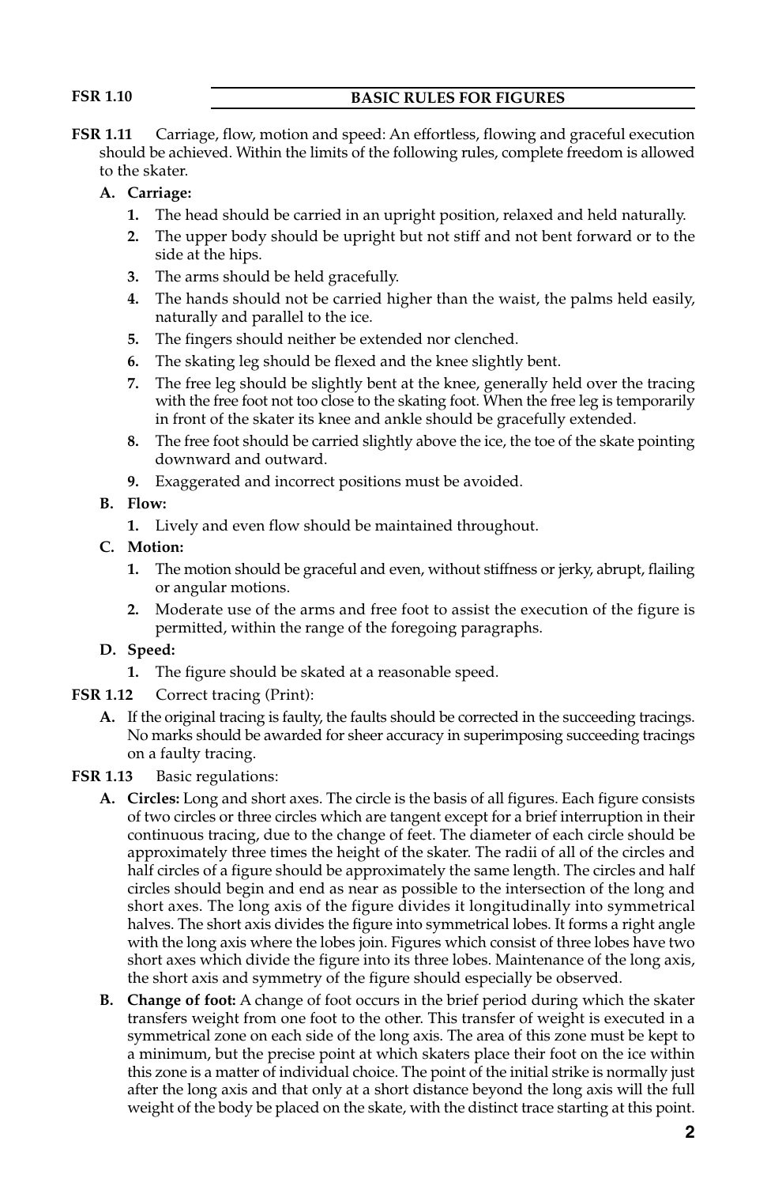## FSR 1.10 BASIC RULES FOR FIGURES

**FSR 1.11** Carriage, flow, motion and speed: An effortless, flowing and graceful execution should be achieved. Within the limits of the following rules, complete freedom is allowed to the skater.

**A. Carriage:**

1. The head should be carried in an upright position, relaxed and held naturally.
2. The upper body should be upright but not stiff and not bent forward or to the side at the hips.
3. The arms should be held gracefully.
4. The hands should not be carried higher than the waist, the palms held easily, naturally and parallel to the ice.
5. The fingers should neither be extended nor clenched.
6. The skating leg should be flexed and the knee slightly bent.
7. The free leg should be slightly bent at the knee, generally held over the tracing with the free foot not too close to the skating foot. When the free leg is temporarily in front of the skater its knee and ankle should be gracefully extended.
8. The free foot should be carried slightly above the ice, the toe of the skate pointing downward and outward.
9. Exaggerated and incorrect positions must be avoided.

**B. Flow:**

1. Lively and even flow should be maintained throughout.

**C. Motion:**

1. The motion should be graceful and even, without stiffness or jerky, abrupt, flailing or angular motions.
2. Moderate use of the arms and free foot to assist the execution of the figure is permitted, within the range of the foregoing paragraphs.

**D. Speed:**

1. The figure should be skated at a reasonable speed.

**FSR 1.12** Correct tracing (Print):

**A.** If the original tracing is faulty, the faults should be corrected in the succeeding tracings. No marks should be awarded for sheer accuracy in superimposing succeeding tracings on a faulty tracing.

**FSR 1.13** Basic regulations:

**A. Circles:** Long and short axes. The circle is the basis of all figures. Each figure consists of two circles or three circles which are tangent except for a brief interruption in their continuous tracing, due to the change of feet. The diameter of each circle should be approximately three times the height of the skater. The radii of all of the circles and half circles of a figure should be approximately the same length. The circles and half circles should begin and end as near as possible to the intersection of the long and short axes. The long axis of the figure divides it longitudinally into symmetrical halves. The short axis divides the figure into symmetrical lobes. It forms a right angle with the long axis where the lobes join. Figures which consist of three lobes have two short axes which divide the figure into its three lobes. Maintenance of the long axis, the short axis and symmetry of the figure should especially be observed.

**B. Change of foot:** A change of foot occurs in the brief period during which the skater transfers weight from one foot to the other. This transfer of weight is executed in a symmetrical zone on each side of the long axis. The area of this zone must be kept to a minimum, but the precise point at which skaters place their foot on the ice within this zone is a matter of individual choice. The point of the initial strike is normally just after the long axis and that only at a short distance beyond the long axis will the full weight of the body be placed on the skate, with the distinct trace starting at this point.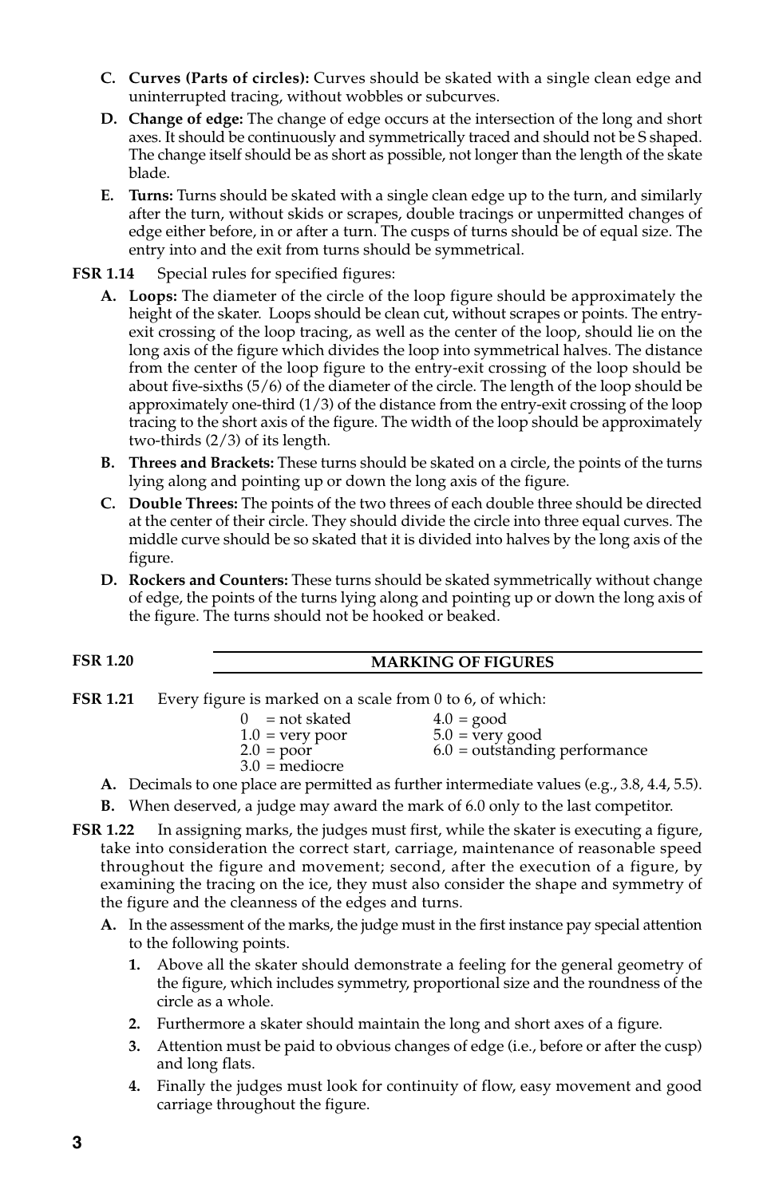C. **Curves (Parts of circles):** Curves should be skated with a single clean edge and uninterrupted tracing, without wobbles or subcurves.

D. **Change of edge:** The change of edge occurs at the intersection of the long and short axes. It should be continuously and symmetrically traced and should not be S shaped. The change itself should be as short as possible, not longer than the length of the skate blade.

E. **Turns:** Turns should be skated with a single clean edge up to the turn, and similarly after the turn, without skids or scrapes, double tracings or unpermitted changes of edge either before, in or after a turn. The cusps of turns should be of equal size. The entry into and the exit from turns should be symmetrical.

**FSR 1.14** Special rules for specified figures:

A. **Loops:** The diameter of the circle of the loop figure should be approximately the height of the skater. Loops should be clean cut, without scrapes or points. The entry-exit crossing of the loop tracing, as well as the center of the loop, should lie on the long axis of the figure which divides the loop into symmetrical halves. The distance from the center of the loop figure to the entry-exit crossing of the loop should be about five-sixths (5/6) of the diameter of the circle. The length of the loop should be approximately one-third (1/3) of the distance from the entry-exit crossing of the loop tracing to the short axis of the figure. The width of the loop should be approximately two-thirds (2/3) of its length.

B. **Threes and Brackets:** These turns should be skated on a circle, the points of the turns lying along and pointing up or down the long axis of the figure.

C. **Double Threes:** The points of the two threes of each double three should be directed at the center of their circle. They should divide the circle into three equal curves. The middle curve should be so skated that it is divided into halves by the long axis of the figure.

D. **Rockers and Counters:** These turns should be skated symmetrically without change of edge, the points of the turns lying along and pointing up or down the long axis of the figure. The turns should not be hooked or beaked.

## FSR 1.20 MARKING OF FIGURES

**FSR 1.21** Every figure is marked on a scale from 0 to 6, of which:

- 0 = not skated
- 1.0 = very poor
- 2.0 = poor
- 3.0 = mediocre
- 4.0 = good
- 5.0 = very good
- 6.0 = outstanding performance

A. Decimals to one place are permitted as further intermediate values (e.g., 3.8, 4.4, 5.5).

B. When deserved, a judge may award the mark of 6.0 only to the last competitor.

**FSR 1.22** In assigning marks, the judges must first, while the skater is executing a figure, take into consideration the correct start, carriage, maintenance of reasonable speed throughout the figure and movement; second, after the execution of a figure, by examining the tracing on the ice, they must also consider the shape and symmetry of the figure and the cleanness of the edges and turns.

A. In the assessment of the marks, the judge must in the first instance pay special attention to the following points.

1. Above all the skater should demonstrate a feeling for the general geometry of the figure, which includes symmetry, proportional size and the roundness of the circle as a whole.
2. Furthermore a skater should maintain the long and short axes of a figure.
3. Attention must be paid to obvious changes of edge (i.e., before or after the cusp) and long flats.
4. Finally the judges must look for continuity of flow, easy movement and good carriage throughout the figure.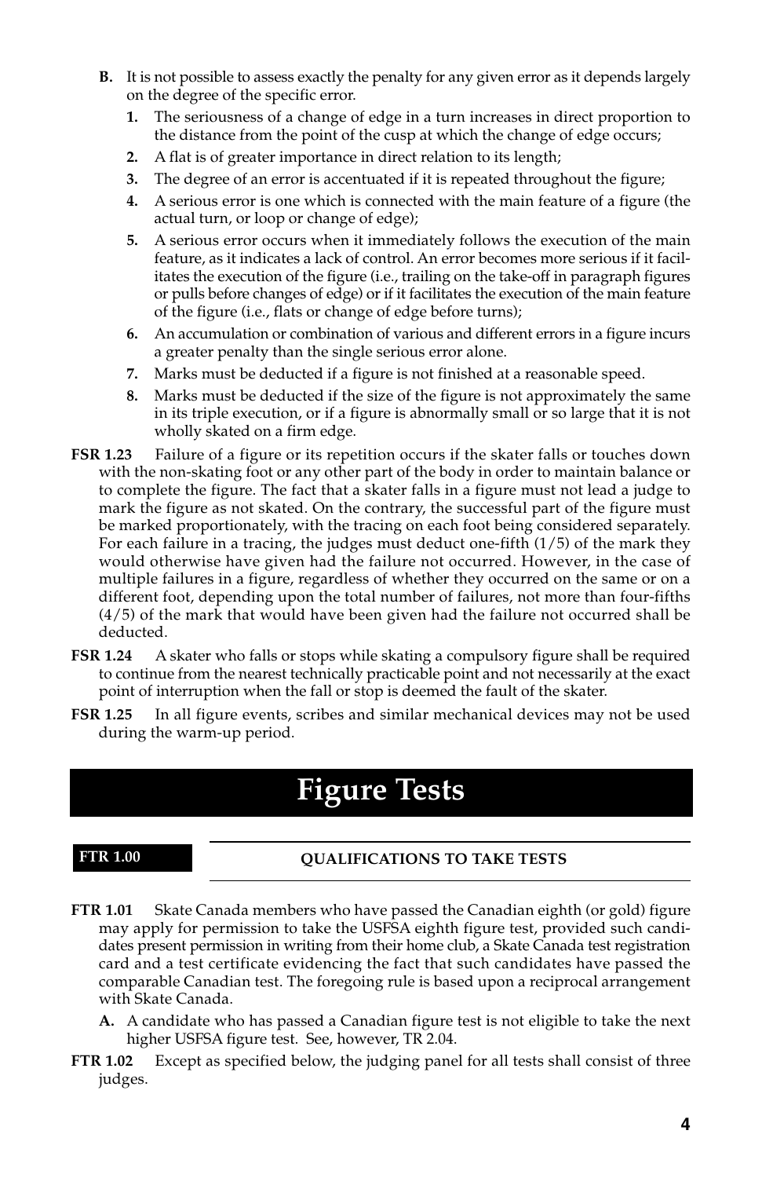**B.** It is not possible to assess exactly the penalty for any given error as it depends largely on the degree of the specific error.

1. The seriousness of a change of edge in a turn increases in direct proportion to the distance from the point of the cusp at which the change of edge occurs;
2. A flat is of greater importance in direct relation to its length;
3. The degree of an error is accentuated if it is repeated throughout the figure;
4. A serious error is one which is connected with the main feature of a figure (the actual turn, or loop or change of edge);
5. A serious error occurs when it immediately follows the execution of the main feature, as it indicates a lack of control. An error becomes more serious if it facilitates the execution of the figure (i.e., trailing on the take-off in paragraph figures or pulls before changes of edge) or if it facilitates the execution of the main feature of the figure (i.e., flats or change of edge before turns);
6. An accumulation or combination of various and different errors in a figure incurs a greater penalty than the single serious error alone.
7. Marks must be deducted if a figure is not finished at a reasonable speed.
8. Marks must be deducted if the size of the figure is not approximately the same in its triple execution, or if a figure is abnormally small or so large that it is not wholly skated on a firm edge.

**FSR 1.23** Failure of a figure or its repetition occurs if the skater falls or touches down with the non-skating foot or any other part of the body in order to maintain balance or to complete the figure. The fact that a skater falls in a figure must not lead a judge to mark the figure as not skated. On the contrary, the successful part of the figure must be marked proportionately, with the tracing on each foot being considered separately. For each failure in a tracing, the judges must deduct one-fifth (1/5) of the mark they would otherwise have given had the failure not occurred. However, in the case of multiple failures in a figure, regardless of whether they occurred on the same or on a different foot, depending upon the total number of failures, not more than four-fifths (4/5) of the mark that would have been given had the failure not occurred shall be deducted.

**FSR 1.24** A skater who falls or stops while skating a compulsory figure shall be required to continue from the nearest technically practicable point and not necessarily at the exact point of interruption when the fall or stop is deemed the fault of the skater.

**FSR 1.25** In all figure events, scribes and similar mechanical devices may not be used during the warm-up period.

# Figure Tests

## FTR 1.00 QUALIFICATIONS TO TAKE TESTS

**FTR 1.01** Skate Canada members who have passed the Canadian eighth (or gold) figure may apply for permission to take the USFSA eighth figure test, provided such candidates present permission in writing from their home club, a Skate Canada test registration card and a test certificate evidencing the fact that such candidates have passed the comparable Canadian test. The foregoing rule is based upon a reciprocal arrangement with Skate Canada.

**A.** A candidate who has passed a Canadian figure test is not eligible to take the next higher USFSA figure test. See, however, TR 2.04.

**FTR 1.02** Except as specified below, the judging panel for all tests shall consist of three judges.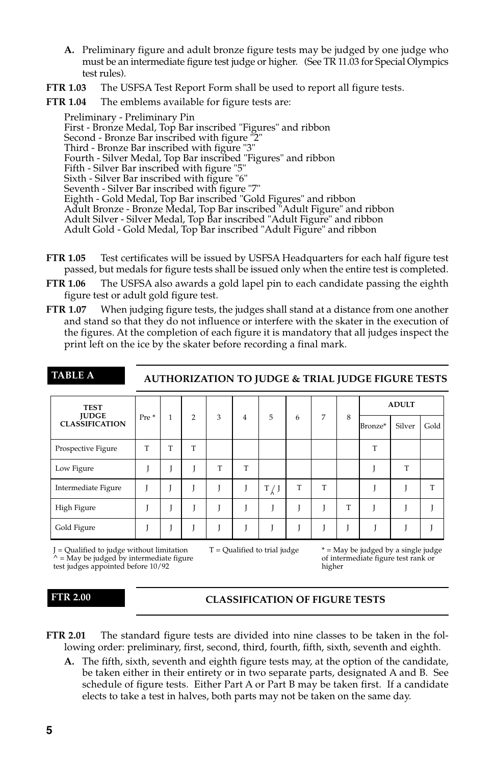**A.** Preliminary figure and adult bronze figure tests may be judged by one judge who must be an intermediate figure test judge or higher. (See TR 11.03 for Special Olympics test rules).

**FTR 1.03** The USFSA Test Report Form shall be used to report all figure tests.

**FTR 1.04** The emblems available for figure tests are:

Preliminary - Preliminary Pin
First - Bronze Medal, Top Bar inscribed "Figures" and ribbon
Second - Bronze Bar inscribed with figure "2"
Third - Bronze Bar inscribed with figure "3"
Fourth - Silver Medal, Top Bar inscribed "Figures" and ribbon
Fifth - Silver Bar inscribed with figure "5"
Sixth - Silver Bar inscribed with figure "6"
Seventh - Silver Bar inscribed with figure "7"
Eighth - Gold Medal, Top Bar inscribed "Gold Figures" and ribbon
Adult Bronze - Bronze Medal, Top Bar inscribed "Adult Figure" and ribbon
Adult Silver - Silver Medal, Top Bar inscribed "Adult Figure" and ribbon
Adult Gold - Gold Medal, Top Bar inscribed "Adult Figure" and ribbon

**FTR 1.05** Test certificates will be issued by USFSA Headquarters for each half figure test passed, but medals for figure tests shall be issued only when the entire test is completed.

**FTR 1.06** The USFSA also awards a gold lapel pin to each candidate passing the eighth figure test or adult gold figure test.

**FTR 1.07** When judging figure tests, the judges shall stand at a distance from one another and stand so that they do not influence or interfere with the skater in the execution of the figures. At the completion of each figure it is mandatory that all judges inspect the print left on the ice by the skater before recording a final mark.

## TABLE A — AUTHORIZATION TO JUDGE & TRIAL JUDGE FIGURE TESTS

| TEST JUDGE CLASSIFICATION | Pre * | 1 | 2 | 3 | 4 | 5 | 6 | 7 | 8 | ADULT | | |
|---|---|---|---|---|---|---|---|---|---|---|---|---|
| | | | | | | | | | | Bronze* | Silver | Gold |
| Prospective Figure | T | T | T | | | | | | | T | | |
| Low Figure | J | J | J | T | T | | | | | J | T | |
| Intermediate Figure | J | J | J | J | J | T / J^ | T | T | | J | J | T |
| High Figure | J | J | J | J | J | J | J | J | T | J | J | J |
| Gold Figure | J | J | J | J | J | J | J | J | J | J | J | J |

J = Qualified to judge without limitation
^ = May be judged by intermediate figure test judges appointed before 10/92
T = Qualified to trial judge
* = May be judged by a single judge of intermediate figure test rank or higher

## FTR 2.00 — CLASSIFICATION OF FIGURE TESTS

**FTR 2.01** The standard figure tests are divided into nine classes to be taken in the following order: preliminary, first, second, third, fourth, fifth, sixth, seventh and eighth.

**A.** The fifth, sixth, seventh and eighth figure tests may, at the option of the candidate, be taken either in their entirety or in two separate parts, designated A and B. See schedule of figure tests. Either Part A or Part B may be taken first. If a candidate elects to take a test in halves, both parts may not be taken on the same day.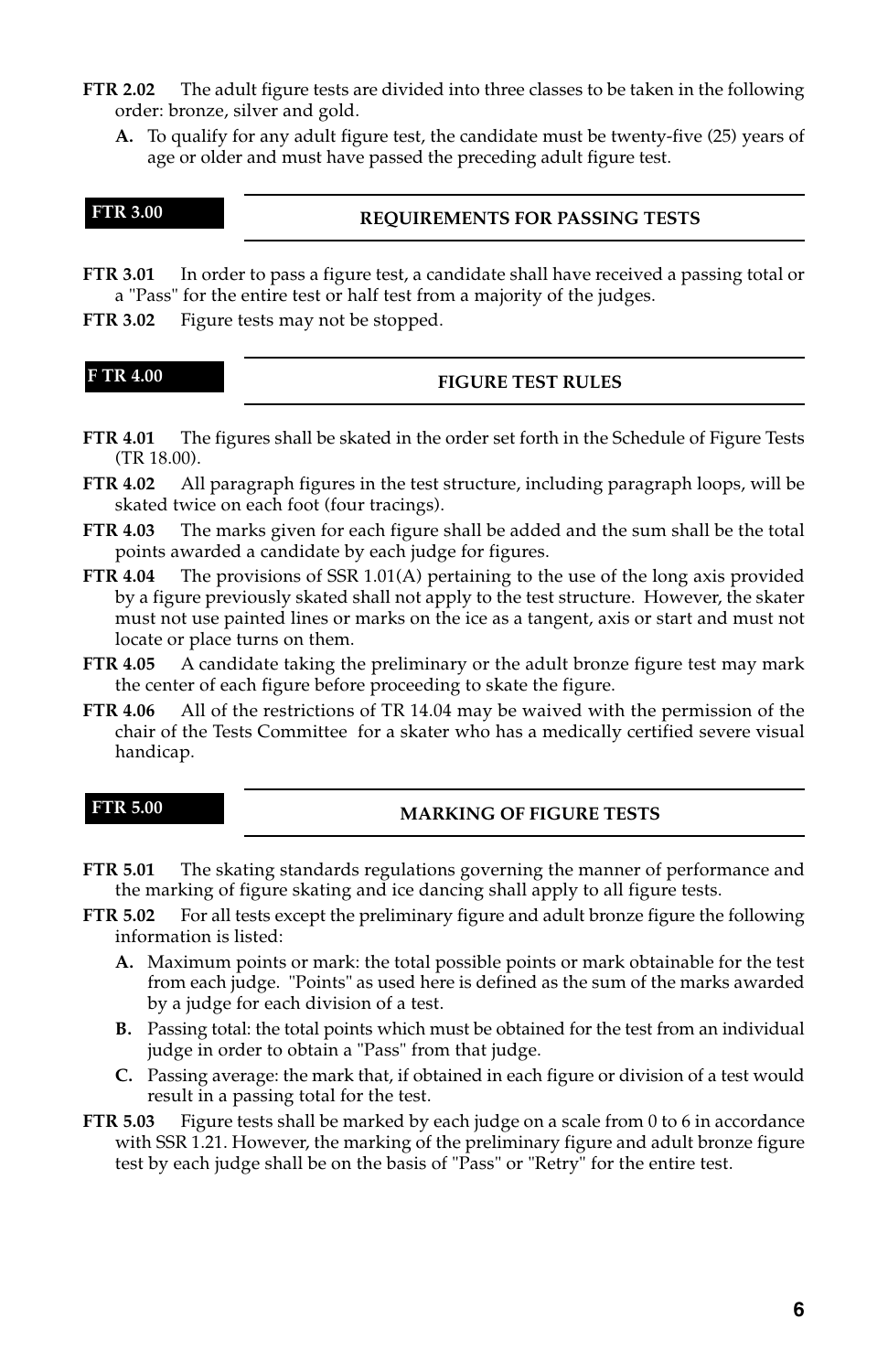**FTR 2.02** The adult figure tests are divided into three classes to be taken in the following order: bronze, silver and gold.

- **A.** To qualify for any adult figure test, the candidate must be twenty-five (25) years of age or older and must have passed the preceding adult figure test.

## FTR 3.00 REQUIREMENTS FOR PASSING TESTS

**FTR 3.01** In order to pass a figure test, a candidate shall have received a passing total or a "Pass" for the entire test or half test from a majority of the judges.

**FTR 3.02** Figure tests may not be stopped.

## F TR 4.00 FIGURE TEST RULES

**FTR 4.01** The figures shall be skated in the order set forth in the Schedule of Figure Tests (TR 18.00).

**FTR 4.02** All paragraph figures in the test structure, including paragraph loops, will be skated twice on each foot (four tracings).

**FTR 4.03** The marks given for each figure shall be added and the sum shall be the total points awarded a candidate by each judge for figures.

**FTR 4.04** The provisions of SSR 1.01(A) pertaining to the use of the long axis provided by a figure previously skated shall not apply to the test structure. However, the skater must not use painted lines or marks on the ice as a tangent, axis or start and must not locate or place turns on them.

**FTR 4.05** A candidate taking the preliminary or the adult bronze figure test may mark the center of each figure before proceeding to skate the figure.

**FTR 4.06** All of the restrictions of TR 14.04 may be waived with the permission of the chair of the Tests Committee for a skater who has a medically certified severe visual handicap.

## FTR 5.00 MARKING OF FIGURE TESTS

**FTR 5.01** The skating standards regulations governing the manner of performance and the marking of figure skating and ice dancing shall apply to all figure tests.

**FTR 5.02** For all tests except the preliminary figure and adult bronze figure the following information is listed:

- **A.** Maximum points or mark: the total possible points or mark obtainable for the test from each judge. "Points" as used here is defined as the sum of the marks awarded by a judge for each division of a test.
- **B.** Passing total: the total points which must be obtained for the test from an individual judge in order to obtain a "Pass" from that judge.
- **C.** Passing average: the mark that, if obtained in each figure or division of a test would result in a passing total for the test.

**FTR 5.03** Figure tests shall be marked by each judge on a scale from 0 to 6 in accordance with SSR 1.21. However, the marking of the preliminary figure and adult bronze figure test by each judge shall be on the basis of "Pass" or "Retry" for the entire test.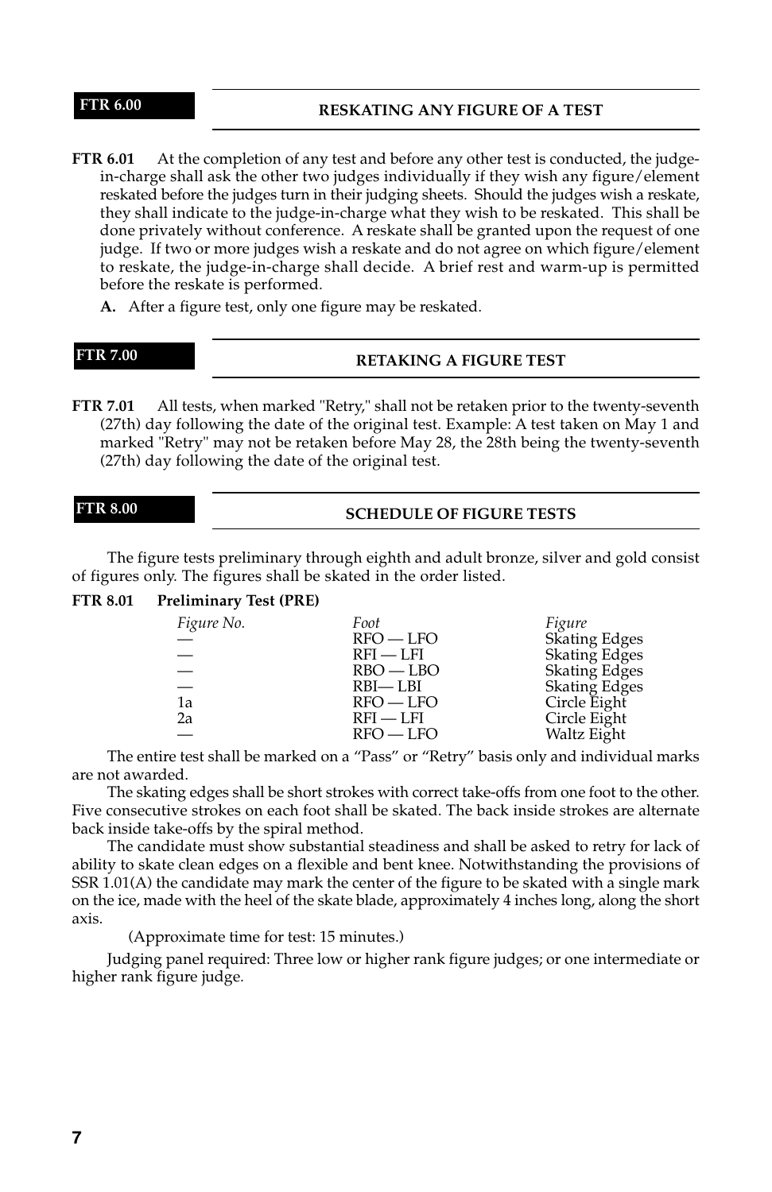## FTR 6.00 RESKATING ANY FIGURE OF A TEST

**FTR 6.01** At the completion of any test and before any other test is conducted, the judge-in-charge shall ask the other two judges individually if they wish any figure/element reskated before the judges turn in their judging sheets. Should the judges wish a reskate, they shall indicate to the judge-in-charge what they wish to be reskated. This shall be done privately without conference. A reskate shall be granted upon the request of one judge. If two or more judges wish a reskate and do not agree on which figure/element to reskate, the judge-in-charge shall decide. A brief rest and warm-up is permitted before the reskate is performed.

**A.** After a figure test, only one figure may be reskated.

## FTR 7.00 RETAKING A FIGURE TEST

**FTR 7.01** All tests, when marked "Retry," shall not be retaken prior to the twenty-seventh (27th) day following the date of the original test. Example: A test taken on May 1 and marked "Retry" may not be retaken before May 28, the 28th being the twenty-seventh (27th) day following the date of the original test.

## FTR 8.00 SCHEDULE OF FIGURE TESTS

The figure tests preliminary through eighth and adult bronze, silver and gold consist of figures only. The figures shall be skated in the order listed.

**FTR 8.01 Preliminary Test (PRE)**

| *Figure No.* | *Foot* | *Figure* |
|---|---|---|
| — | RFO — LFO | Skating Edges |
| — | RFI — LFI | Skating Edges |
| — | RBO — LBO | Skating Edges |
| — | RBI— LBI | Skating Edges |
| 1a | RFO — LFO | Circle Eight |
| 2a | RFI — LFI | Circle Eight |
| — | RFO — LFO | Waltz Eight |

The entire test shall be marked on a "Pass" or "Retry" basis only and individual marks are not awarded.

The skating edges shall be short strokes with correct take-offs from one foot to the other. Five consecutive strokes on each foot shall be skated. The back inside strokes are alternate back inside take-offs by the spiral method.

The candidate must show substantial steadiness and shall be asked to retry for lack of ability to skate clean edges on a flexible and bent knee. Notwithstanding the provisions of SSR 1.01(A) the candidate may mark the center of the figure to be skated with a single mark on the ice, made with the heel of the skate blade, approximately 4 inches long, along the short axis.

(Approximate time for test: 15 minutes.)

Judging panel required: Three low or higher rank figure judges; or one intermediate or higher rank figure judge.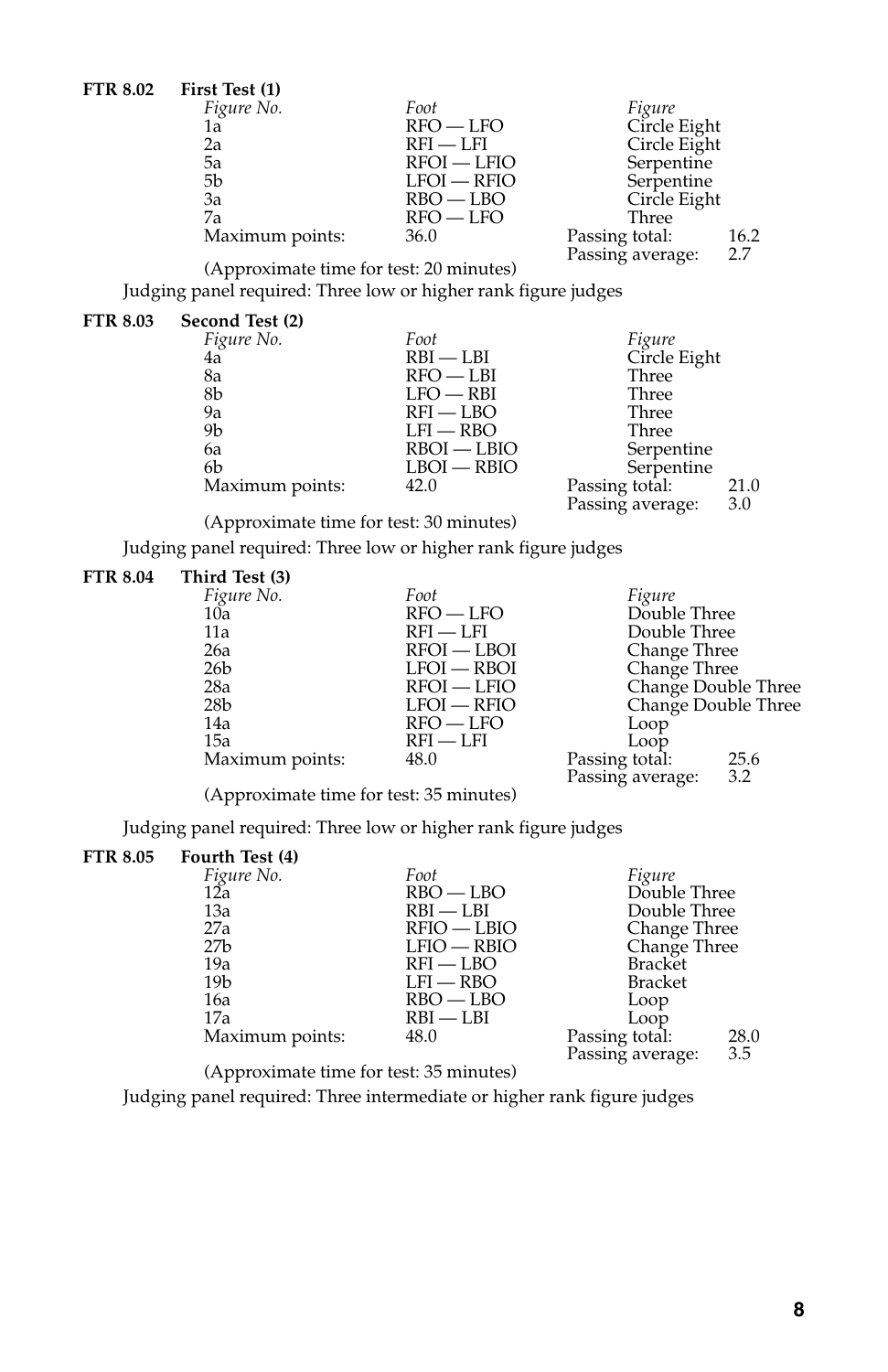**FTR 8.02 First Test (1)**

| *Figure No.* | *Foot* | *Figure* |
|---|---|---|
| 1a | RFO — LFO | Circle Eight |
| 2a | RFI — LFI | Circle Eight |
| 5a | RFOI — LFIO | Serpentine |
| 5b | LFOI — RFIO | Serpentine |
| 3a | RBO — LBO | Circle Eight |
| 7a | RFO — LFO | Three |
| Maximum points: | 36.0 | Passing total: 16.2 |
| | | Passing average: 2.7 |

(Approximate time for test: 20 minutes)

Judging panel required: Three low or higher rank figure judges

**FTR 8.03 Second Test (2)**

| *Figure No.* | *Foot* | *Figure* |
|---|---|---|
| 4a | RBI — LBI | Circle Eight |
| 8a | RFO — LBI | Three |
| 8b | LFO — RBI | Three |
| 9a | RFI — LBO | Three |
| 9b | LFI — RBO | Three |
| 6a | RBOI — LBIO | Serpentine |
| 6b | LBOI — RBIO | Serpentine |
| Maximum points: | 42.0 | Passing total: 21.0 |
| | | Passing average: 3.0 |

(Approximate time for test: 30 minutes)

Judging panel required: Three low or higher rank figure judges

**FTR 8.04 Third Test (3)**

| *Figure No.* | *Foot* | *Figure* |
|---|---|---|
| 10a | RFO — LFO | Double Three |
| 11a | RFI — LFI | Double Three |
| 26a | RFOI — LBOI | Change Three |
| 26b | LFOI — RBOI | Change Three |
| 28a | RFOI — LFIO | Change Double Three |
| 28b | LFOI — RFIO | Change Double Three |
| 14a | RFO — LFO | Loop |
| 15a | RFI — LFI | Loop |
| Maximum points: | 48.0 | Passing total: 25.6 |
| | | Passing average: 3.2 |

(Approximate time for test: 35 minutes)

Judging panel required: Three low or higher rank figure judges

**FTR 8.05 Fourth Test (4)**

| *Figure No.* | *Foot* | *Figure* |
|---|---|---|
| 12a | RBO — LBO | Double Three |
| 13a | RBI — LBI | Double Three |
| 27a | RFIO — LBIO | Change Three |
| 27b | LFIO — RBIO | Change Three |
| 19a | RFI — LBO | Bracket |
| 19b | LFI — RBO | Bracket |
| 16a | RBO — LBO | Loop |
| 17a | RBI — LBI | Loop |
| Maximum points: | 48.0 | Passing total: 28.0 |
| | | Passing average: 3.5 |

(Approximate time for test: 35 minutes)

Judging panel required: Three intermediate or higher rank figure judges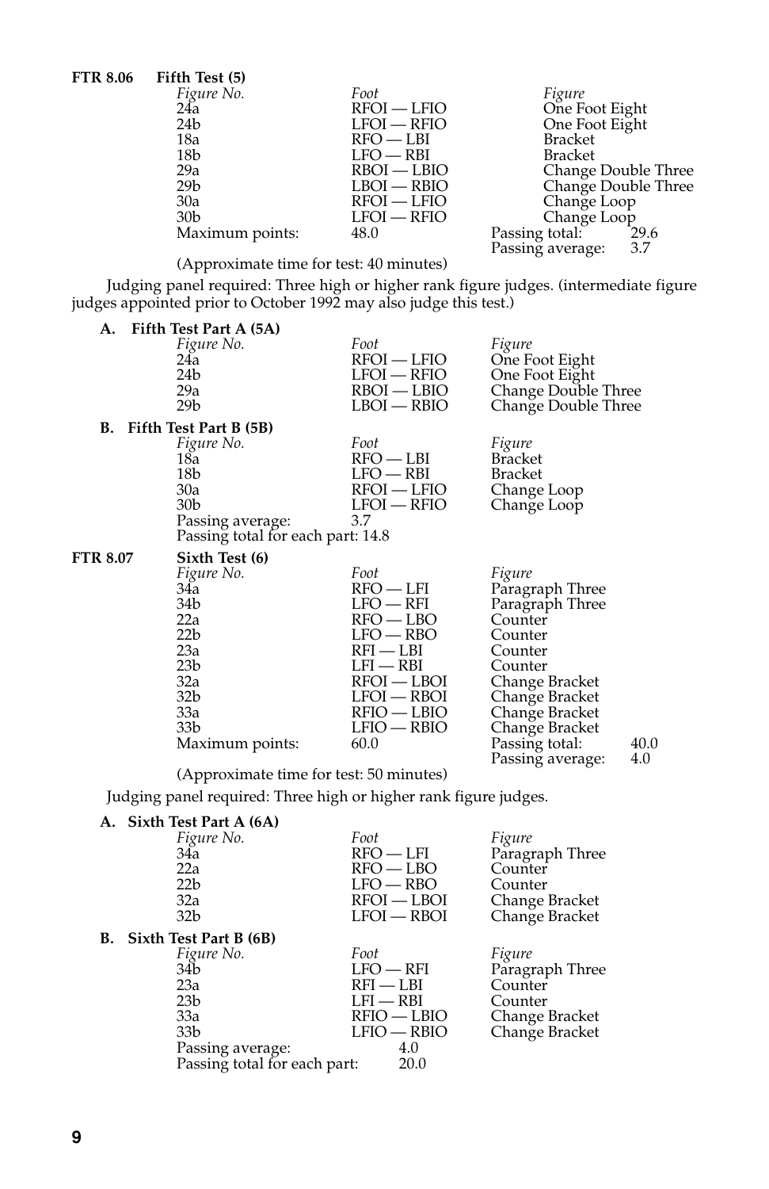**FTR 8.06 Fifth Test (5)**

| *Figure No.* | *Foot* | *Figure* |
|---|---|---|
| 24a | RFOI — LFIO | One Foot Eight |
| 24b | LFOI — RFIO | One Foot Eight |
| 18a | RFO — LBI | Bracket |
| 18b | LFO — RBI | Bracket |
| 29a | RBOI — LBIO | Change Double Three |
| 29b | LBOI — RBIO | Change Double Three |
| 30a | RFOI — LFIO | Change Loop |
| 30b | LFOI — RFIO | Change Loop |
| Maximum points: | 48.0 | Passing total: 29.6 |
| | | Passing average: 3.7 |

(Approximate time for test: 40 minutes)

Judging panel required: Three high or higher rank figure judges. (intermediate figure judges appointed prior to October 1992 may also judge this test.)

**A. Fifth Test Part A (5A)**

| *Figure No.* | *Foot* | *Figure* |
|---|---|---|
| 24a | RFOI — LFIO | One Foot Eight |
| 24b | LFOI — RFIO | One Foot Eight |
| 29a | RBOI — LBIO | Change Double Three |
| 29b | LBOI — RBIO | Change Double Three |

**B. Fifth Test Part B (5B)**

| *Figure No.* | *Foot* | *Figure* |
|---|---|---|
| 18a | RFO — LBI | Bracket |
| 18b | LFO — RBI | Bracket |
| 30a | RFOI — LFIO | Change Loop |
| 30b | LFOI — RFIO | Change Loop |
| Passing average: | 3.7 | |

Passing total for each part: 14.8

**FTR 8.07 Sixth Test (6)**

| *Figure No.* | *Foot* | *Figure* |
|---|---|---|
| 34a | RFO — LFI | Paragraph Three |
| 34b | LFO — RFI | Paragraph Three |
| 22a | RFO — LBO | Counter |
| 22b | LFO — RBO | Counter |
| 23a | RFI — LBI | Counter |
| 23b | LFI — RBI | Counter |
| 32a | RFOI — LBOI | Change Bracket |
| 32b | LFOI — RBOI | Change Bracket |
| 33a | RFIO — LBIO | Change Bracket |
| 33b | LFIO — RBIO | Change Bracket |
| Maximum points: | 60.0 | Passing total: 40.0 |
| | | Passing average: 4.0 |

(Approximate time for test: 50 minutes)

Judging panel required: Three high or higher rank figure judges.

**A. Sixth Test Part A (6A)**

| *Figure No.* | *Foot* | *Figure* |
|---|---|---|
| 34a | RFO — LFI | Paragraph Three |
| 22a | RFO — LBO | Counter |
| 22b | LFO — RBO | Counter |
| 32a | RFOI — LBOI | Change Bracket |
| 32b | LFOI — RBOI | Change Bracket |

**B. Sixth Test Part B (6B)**

| *Figure No.* | *Foot* | *Figure* |
|---|---|---|
| 34b | LFO — RFI | Paragraph Three |
| 23a | RFI — LBI | Counter |
| 23b | LFI — RBI | Counter |
| 33a | RFIO — LBIO | Change Bracket |
| 33b | LFIO — RBIO | Change Bracket |
| Passing average: | 4.0 | |
| Passing total for each part: | 20.0 | |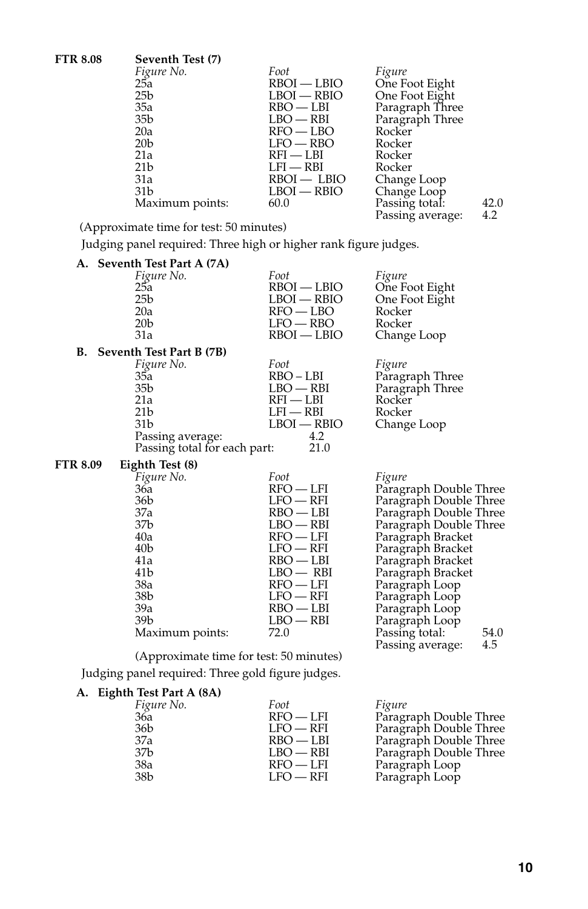**FTR 8.08 Seventh Test (7)**

| *Figure No.* | *Foot* | *Figure* | |
|---|---|---|---|
| 25a | RBOI — LBIO | One Foot Eight | |
| 25b | LBOI — RBIO | One Foot Eight | |
| 35a | RBO — LBI | Paragraph Three | |
| 35b | LBO — RBI | Paragraph Three | |
| 20a | RFO — LBO | Rocker | |
| 20b | LFO — RBO | Rocker | |
| 21a | RFI — LBI | Rocker | |
| 21b | LFI — RBI | Rocker | |
| 31a | RBOI — LBIO | Change Loop | |
| 31b | LBOI — RBIO | Change Loop | |
| Maximum points: | 60.0 | Passing total: | 42.0 |
| | | Passing average: | 4.2 |

(Approximate time for test: 50 minutes)

Judging panel required: Three high or higher rank figure judges.

**A. Seventh Test Part A (7A)**

| *Figure No.* | *Foot* | *Figure* |
|---|---|---|
| 25a | RBOI — LBIO | One Foot Eight |
| 25b | LBOI — RBIO | One Foot Eight |
| 20a | RFO — LBO | Rocker |
| 20b | LFO — RBO | Rocker |
| 31a | RBOI — LBIO | Change Loop |

**B. Seventh Test Part B (7B)**

| *Figure No.* | *Foot* | *Figure* |
|---|---|---|
| 35a | RBO – LBI | Paragraph Three |
| 35b | LBO — RBI | Paragraph Three |
| 21a | RFI — LBI | Rocker |
| 21b | LFI — RBI | Rocker |
| 31b | LBOI — RBIO | Change Loop |

Passing average: 4.2

Passing total for each part: 21.0

**FTR 8.09 Eighth Test (8)**

| *Figure No.* | *Foot* | *Figure* | |
|---|---|---|---|
| 36a | RFO — LFI | Paragraph Double Three | |
| 36b | LFO — RFI | Paragraph Double Three | |
| 37a | RBO — LBI | Paragraph Double Three | |
| 37b | LBO — RBI | Paragraph Double Three | |
| 40a | RFO — LFI | Paragraph Bracket | |
| 40b | LFO — RFI | Paragraph Bracket | |
| 41a | RBO — LBI | Paragraph Bracket | |
| 41b | LBO — RBI | Paragraph Bracket | |
| 38a | RFO — LFI | Paragraph Loop | |
| 38b | LFO — RFI | Paragraph Loop | |
| 39a | RBO — LBI | Paragraph Loop | |
| 39b | LBO — RBI | Paragraph Loop | |
| Maximum points: | 72.0 | Passing total: | 54.0 |
| | | Passing average: | 4.5 |

(Approximate time for test: 50 minutes)

Judging panel required: Three gold figure judges.

**A. Eighth Test Part A (8A)**

| *Figure No.* | *Foot* | *Figure* |
|---|---|---|
| 36a | RFO — LFI | Paragraph Double Three |
| 36b | LFO — RFI | Paragraph Double Three |
| 37a | RBO — LBI | Paragraph Double Three |
| 37b | LBO — RBI | Paragraph Double Three |
| 38a | RFO — LFI | Paragraph Loop |
| 38b | LFO — RFI | Paragraph Loop |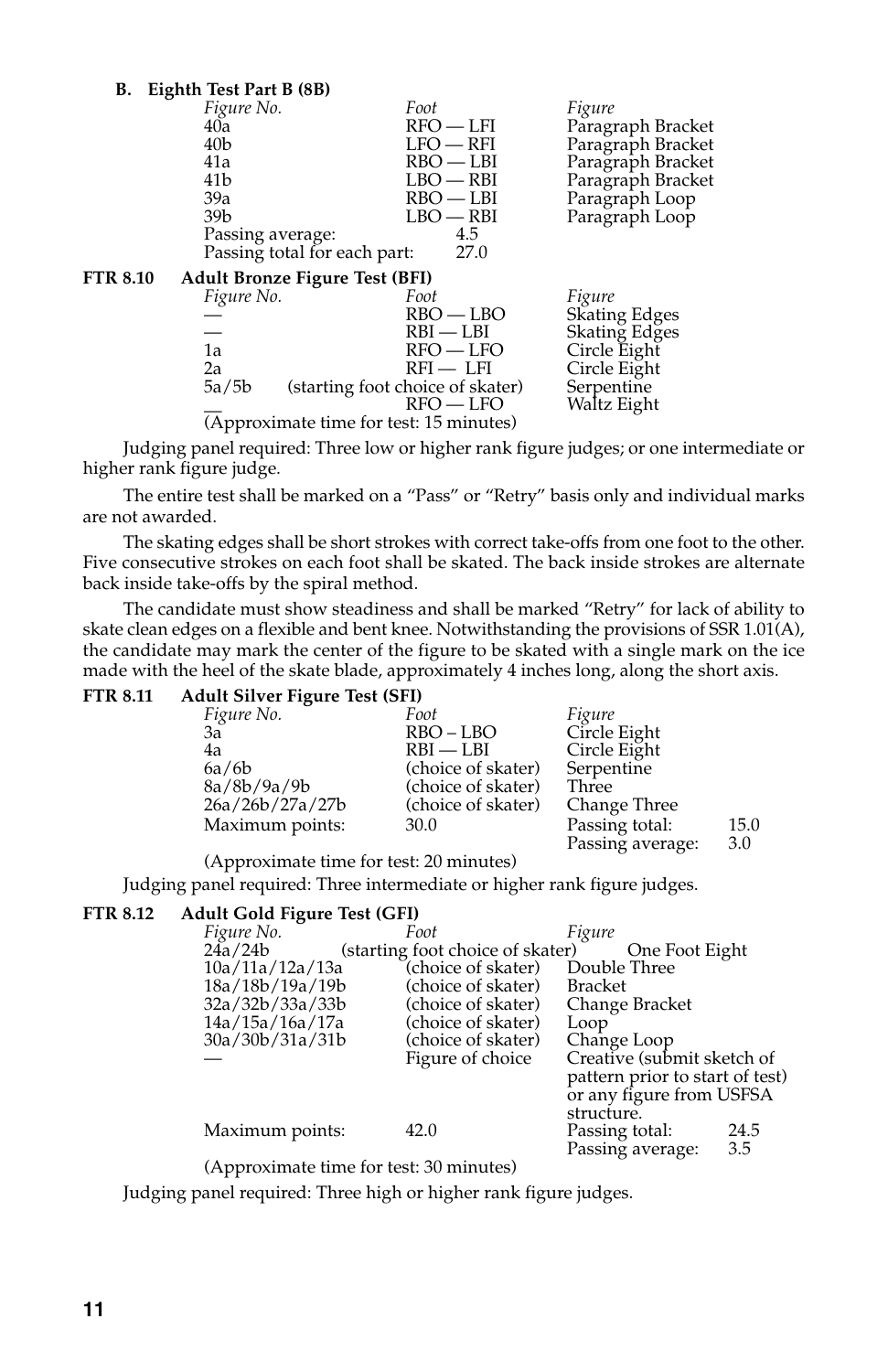**B. Eighth Test Part B (8B)**

| *Figure No.* | *Foot* | *Figure* |
|---|---|---|
| 40a | RFO — LFI | Paragraph Bracket |
| 40b | LFO — RFI | Paragraph Bracket |
| 41a | RBO — LBI | Paragraph Bracket |
| 41b | LBO — RBI | Paragraph Bracket |
| 39a | RBO — LBI | Paragraph Loop |
| 39b | LBO — RBI | Paragraph Loop |

Passing average: 4.5
Passing total for each part: 27.0

**FTR 8.10 Adult Bronze Figure Test (BFI)**

| *Figure No.* | *Foot* | *Figure* |
|---|---|---|
| — | RBO — LBO | Skating Edges |
| — | RBI — LBI | Skating Edges |
| 1a | RFO — LFO | Circle Eight |
| 2a | RFI — LFI | Circle Eight |
| 5a/5b | (starting foot choice of skater) | Serpentine |
| — | RFO — LFO | Waltz Eight |

(Approximate time for test: 15 minutes)

Judging panel required: Three low or higher rank figure judges; or one intermediate or higher rank figure judge.

The entire test shall be marked on a "Pass" or "Retry" basis only and individual marks are not awarded.

The skating edges shall be short strokes with correct take-offs from one foot to the other. Five consecutive strokes on each foot shall be skated. The back inside strokes are alternate back inside take-offs by the spiral method.

The candidate must show steadiness and shall be marked "Retry" for lack of ability to skate clean edges on a flexible and bent knee. Notwithstanding the provisions of SSR 1.01(A), the candidate may mark the center of the figure to be skated with a single mark on the ice made with the heel of the skate blade, approximately 4 inches long, along the short axis.

**FTR 8.11 Adult Silver Figure Test (SFI)**

| *Figure No.* | *Foot* | *Figure* | |
|---|---|---|---|
| 3a | RBO – LBO | Circle Eight | |
| 4a | RBI — LBI | Circle Eight | |
| 6a/6b | (choice of skater) | Serpentine | |
| 8a/8b/9a/9b | (choice of skater) | Three | |
| 26a/26b/27a/27b | (choice of skater) | Change Three | |
| Maximum points: | 30.0 | Passing total: | 15.0 |
| | | Passing average: | 3.0 |

(Approximate time for test: 20 minutes)

Judging panel required: Three intermediate or higher rank figure judges.

**FTR 8.12 Adult Gold Figure Test (GFI)**

| *Figure No.* | *Foot* | *Figure* | |
|---|---|---|---|
| 24a/24b | (starting foot choice of skater) | One Foot Eight | |
| 10a/11a/12a/13a | (choice of skater) | Double Three | |
| 18a/18b/19a/19b | (choice of skater) | Bracket | |
| 32a/32b/33a/33b | (choice of skater) | Change Bracket | |
| 14a/15a/16a/17a | (choice of skater) | Loop | |
| 30a/30b/31a/31b | (choice of skater) | Change Loop | |
| — | Figure of choice | Creative (submit sketch of pattern prior to start of test) or any figure from USFSA structure. | |
| Maximum points: | 42.0 | Passing total: | 24.5 |
| | | Passing average: | 3.5 |

(Approximate time for test: 30 minutes)

Judging panel required: Three high or higher rank figure judges.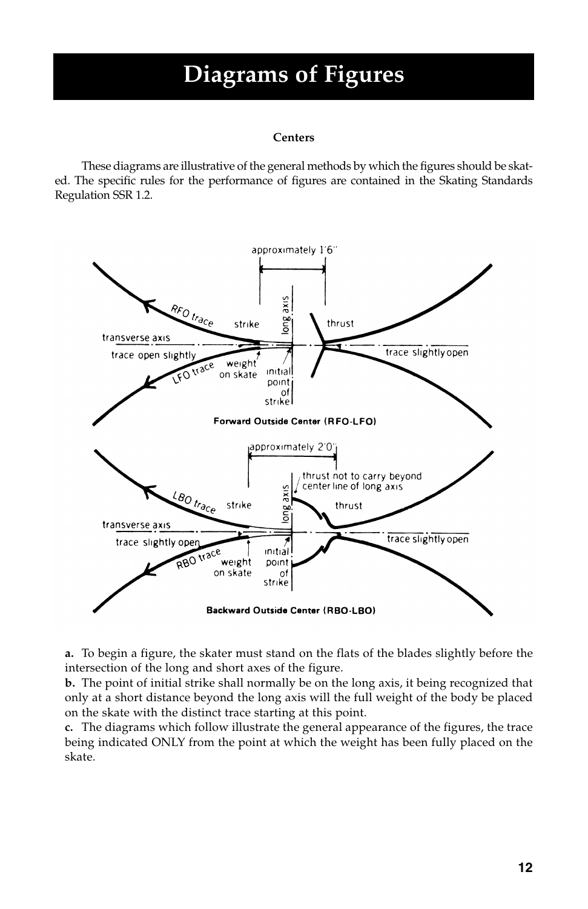# Diagrams of Figures

**Centers**

These diagrams are illustrative of the general methods by which the figures should be skated. The specific rules for the performance of figures are contained in the Skating Standards Regulation SSR 1.2.

**Forward Outside Center (RFO-LFO)**

**Backward Outside Center (RBO-LBO)**

**a.** To begin a figure, the skater must stand on the flats of the blades slightly before the intersection of the long and short axes of the figure.
**b.** The point of initial strike shall normally be on the long axis, it being recognized that only at a short distance beyond the long axis will the full weight of the body be placed on the skate with the distinct trace starting at this point.
**c.** The diagrams which follow illustrate the general appearance of the figures, the trace being indicated ONLY from the point at which the weight has been fully placed on the skate.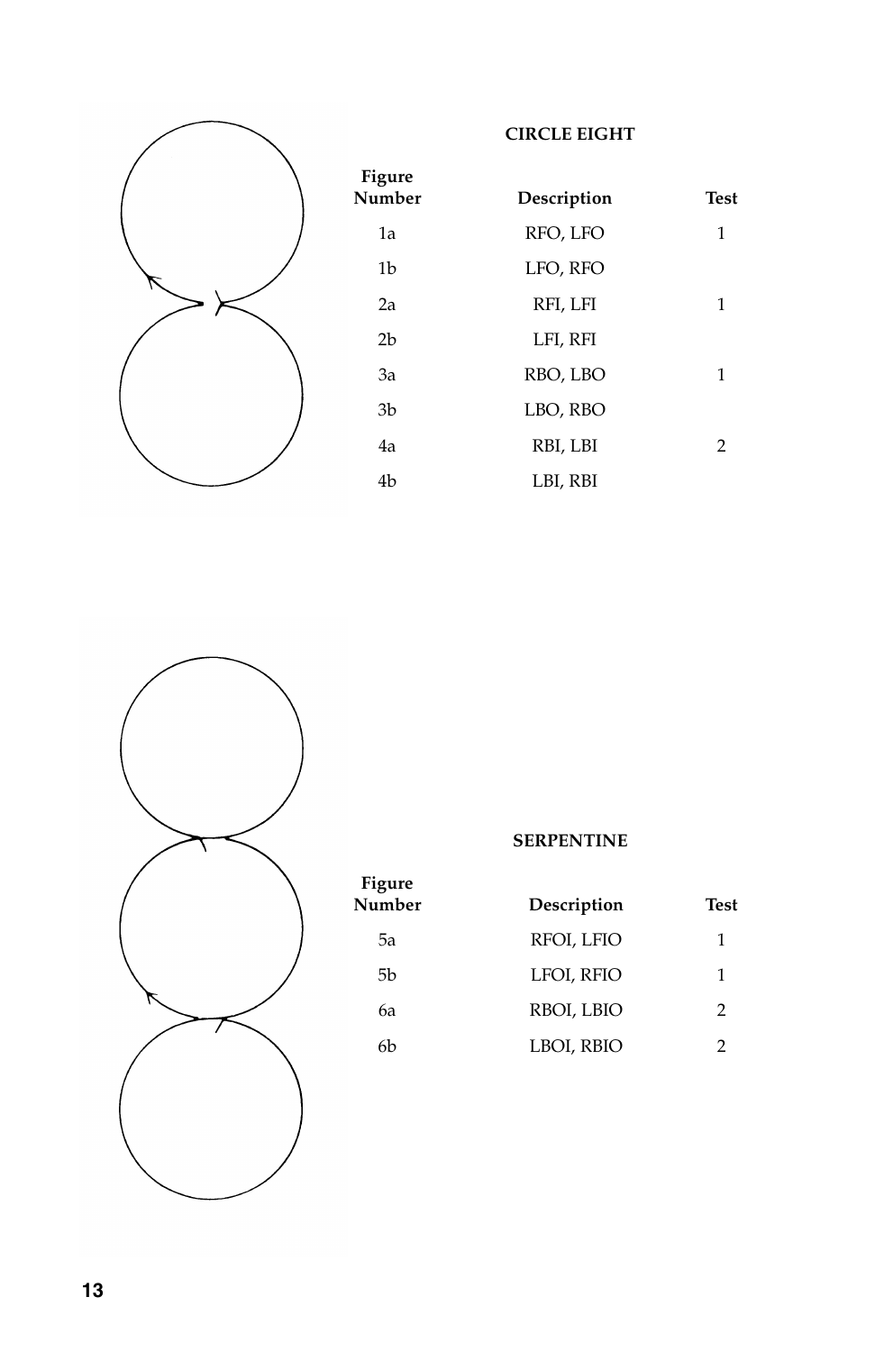### CIRCLE EIGHT

| Figure Number | Description | Test |
|---|---|---|
| 1a | RFO, LFO | 1 |
| 1b | LFO, RFO | |
| 2a | RFI, LFI | 1 |
| 2b | LFI, RFI | |
| 3a | RBO, LBO | 1 |
| 3b | LBO, RBO | |
| 4a | RBI, LBI | 2 |
| 4b | LBI, RBI | |

### SERPENTINE

| Figure Number | Description | Test |
|---|---|---|
| 5a | RFOI, LFIO | 1 |
| 5b | LFOI, RFIO | 1 |
| 6a | RBOI, LBIO | 2 |
| 6b | LBOI, RBIO | 2 |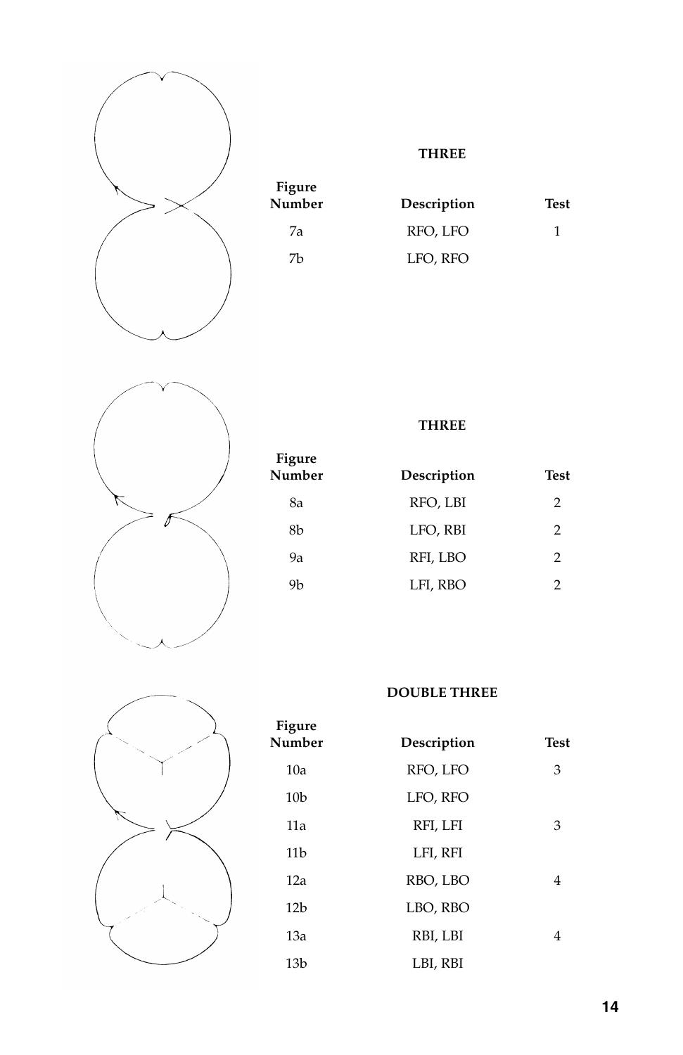### THREE

| Figure Number | Description | Test |
|---|---|---|
| 7a | RFO, LFO | 1 |
| 7b | LFO, RFO | |

### THREE

| Figure Number | Description | Test |
|---|---|---|
| 8a | RFO, LBI | 2 |
| 8b | LFO, RBI | 2 |
| 9a | RFI, LBO | 2 |
| 9b | LFI, RBO | 2 |

### DOUBLE THREE

| Figure Number | Description | Test |
|---|---|---|
| 10a | RFO, LFO | 3 |
| 10b | LFO, RFO | |
| 11a | RFI, LFI | 3 |
| 11b | LFI, RFI | |
| 12a | RBO, LBO | 4 |
| 12b | LBO, RBO | |
| 13a | RBI, LBI | 4 |
| 13b | LBI, RBI | |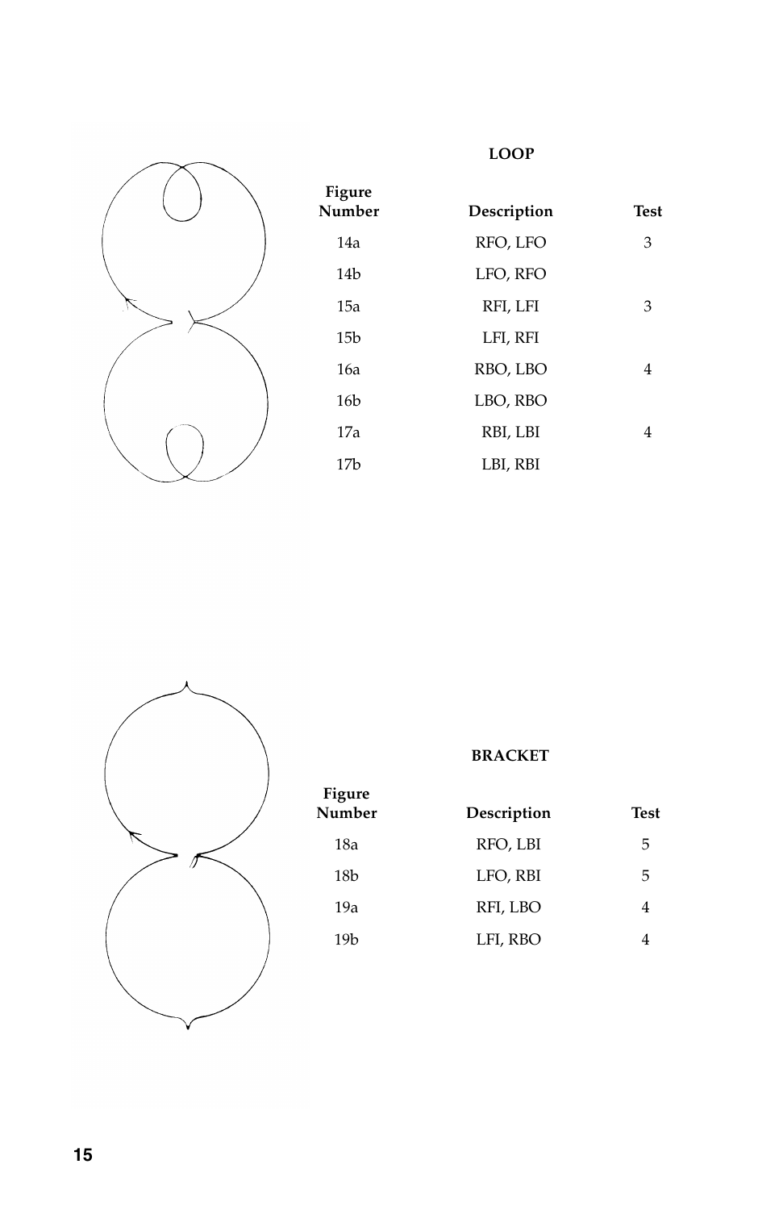## LOOP

| Figure Number | Description | Test |
|---|---|---|
| 14a | RFO, LFO | 3 |
| 14b | LFO, RFO | |
| 15a | RFI, LFI | 3 |
| 15b | LFI, RFI | |
| 16a | RBO, LBO | 4 |
| 16b | LBO, RBO | |
| 17a | RBI, LBI | 4 |
| 17b | LBI, RBI | |

## BRACKET

| Figure Number | Description | Test |
|---|---|---|
| 18a | RFO, LBI | 5 |
| 18b | LFO, RBI | 5 |
| 19a | RFI, LBO | 4 |
| 19b | LFI, RBO | 4 |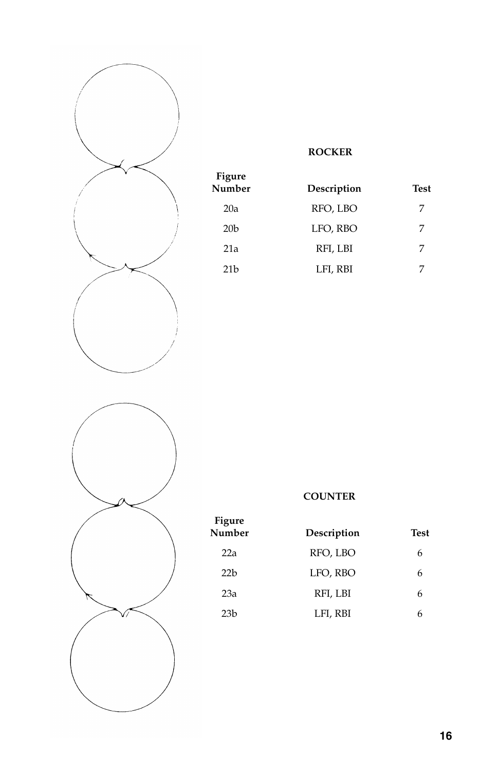**ROCKER**

| Figure Number | Description | Test |
|---|---|---|
| 20a | RFO, LBO | 7 |
| 20b | LFO, RBO | 7 |
| 21a | RFI, LBI | 7 |
| 21b | LFI, RBI | 7 |

**COUNTER**

| Figure Number | Description | Test |
|---|---|---|
| 22a | RFO, LBO | 6 |
| 22b | LFO, RBO | 6 |
| 23a | RFI, LBI | 6 |
| 23b | LFI, RBI | 6 |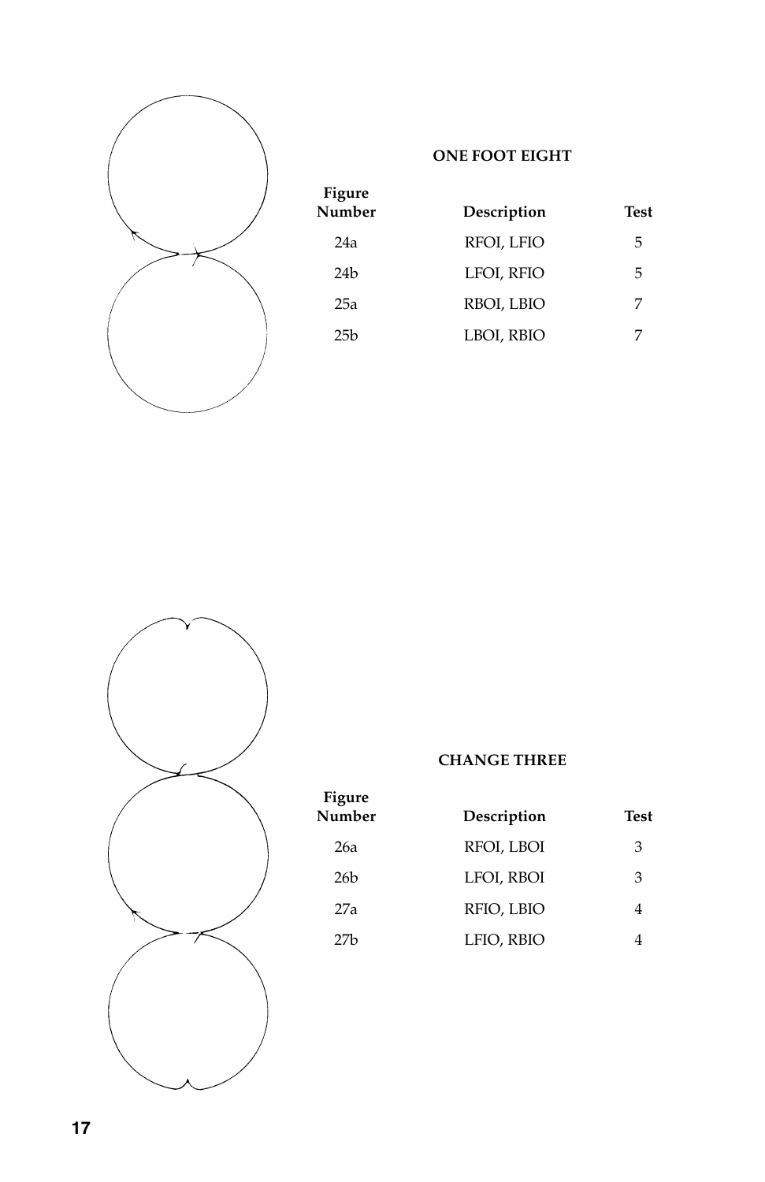## ONE FOOT EIGHT

| Figure Number | Description | Test |
|---|---|---|
| 24a | RFOI, LFIO | 5 |
| 24b | LFOI, RFIO | 5 |
| 25a | RBOI, LBIO | 7 |
| 25b | LBOI, RBIO | 7 |

## CHANGE THREE

| Figure Number | Description | Test |
|---|---|---|
| 26a | RFOI, LBOI | 3 |
| 26b | LFOI, RBOI | 3 |
| 27a | RFIO, LBIO | 4 |
| 27b | LFIO, RBIO | 4 |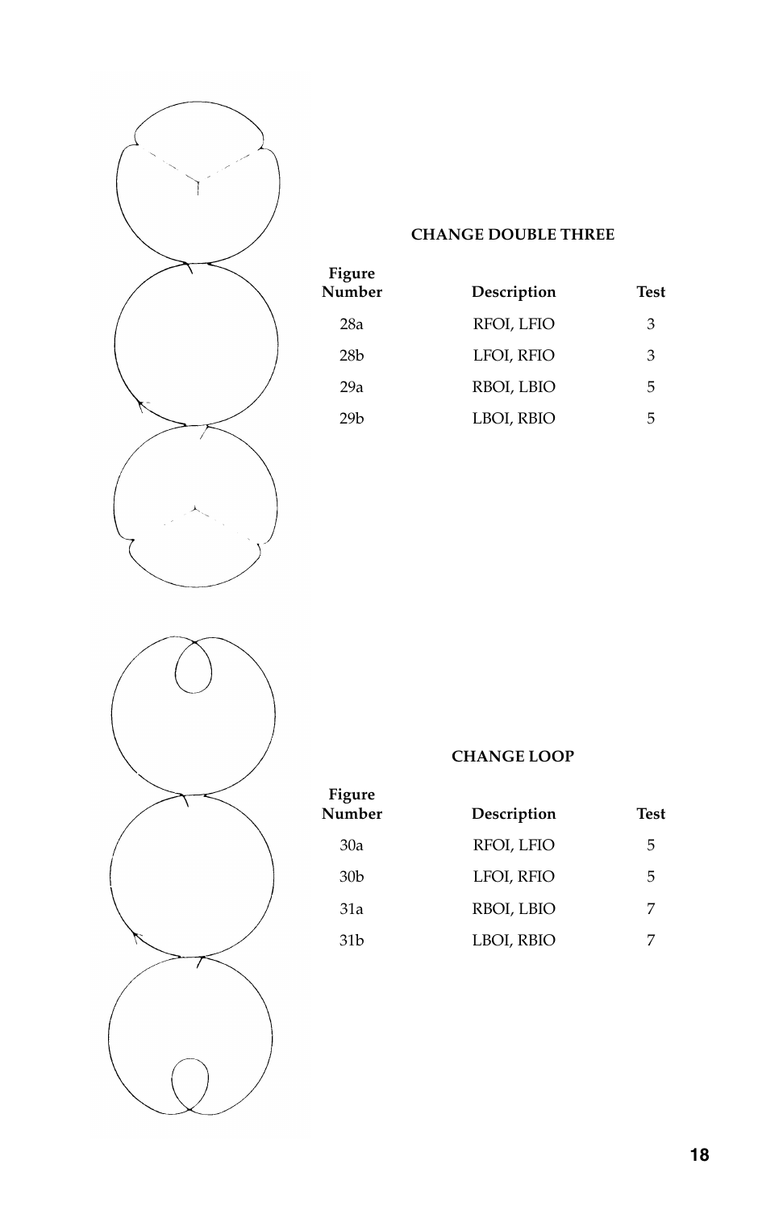## CHANGE DOUBLE THREE

| Figure Number | Description | Test |
|---|---|---|
| 28a | RFOI, LFIO | 3 |
| 28b | LFOI, RFIO | 3 |
| 29a | RBOI, LBIO | 5 |
| 29b | LBOI, RBIO | 5 |

## CHANGE LOOP

| Figure Number | Description | Test |
|---|---|---|
| 30a | RFOI, LFIO | 5 |
| 30b | LFOI, RFIO | 5 |
| 31a | RBOI, LBIO | 7 |
| 31b | LBOI, RBIO | 7 |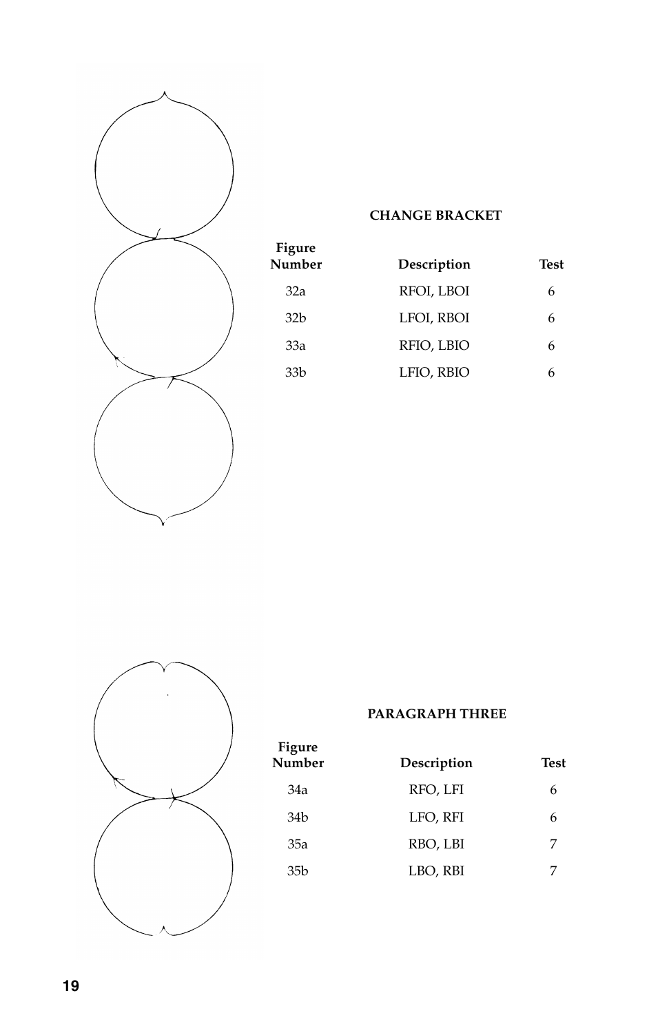**CHANGE BRACKET**

| Figure Number | Description | Test |
|---|---|---|
| 32a | RFOI, LBOI | 6 |
| 32b | LFOI, RBOI | 6 |
| 33a | RFIO, LBIO | 6 |
| 33b | LFIO, RBIO | 6 |

**PARAGRAPH THREE**

| Figure Number | Description | Test |
|---|---|---|
| 34a | RFO, LFI | 6 |
| 34b | LFO, RFI | 6 |
| 35a | RBO, LBI | 7 |
| 35b | LBO, RBI | 7 |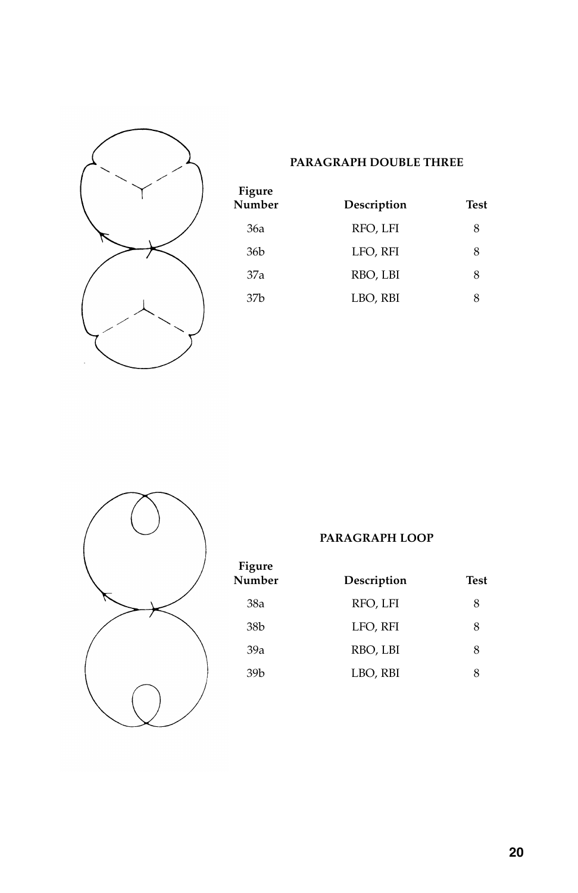**PARAGRAPH DOUBLE THREE**

| Figure Number | Description | Test |
|---|---|---|
| 36a | RFO, LFI | 8 |
| 36b | LFO, RFI | 8 |
| 37a | RBO, LBI | 8 |
| 37b | LBO, RBI | 8 |

**PARAGRAPH LOOP**

| Figure Number | Description | Test |
|---|---|---|
| 38a | RFO, LFI | 8 |
| 38b | LFO, RFI | 8 |
| 39a | RBO, LBI | 8 |
| 39b | LBO, RBI | 8 |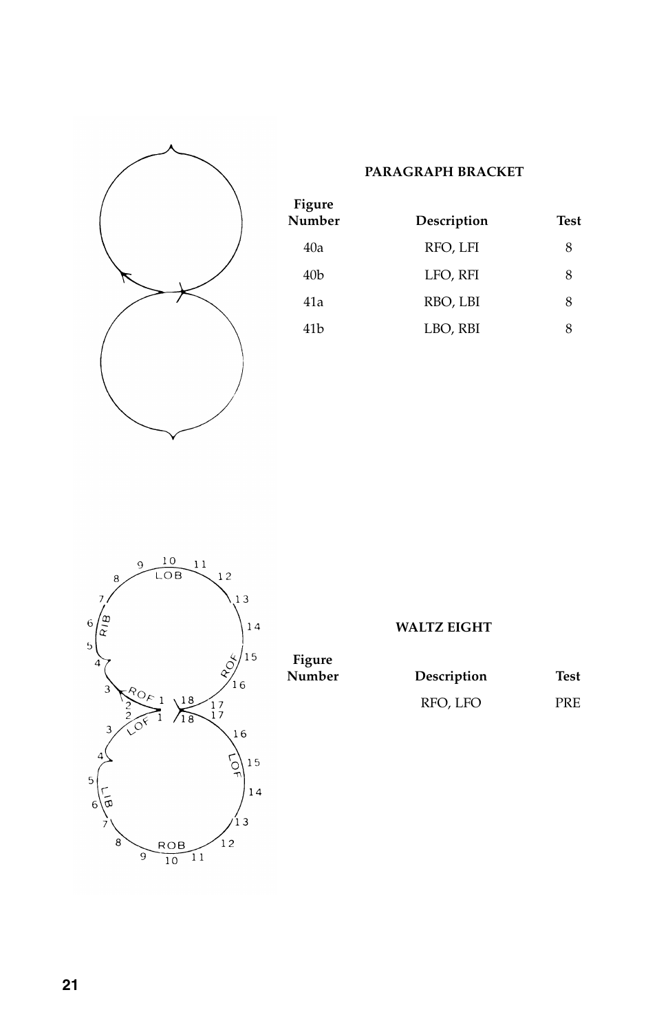**PARAGRAPH BRACKET**

| Figure Number | Description | Test |
|---|---|---|
| 40a | RFO, LFI | 8 |
| 40b | LFO, RFI | 8 |
| 41a | RBO, LBI | 8 |
| 41b | LBO, RBI | 8 |

LOB
RIB
ROF
ROF
LOF
LIB
LOF
ROB
1 2 3 4 5 6 7 8 9 10 11 12 13 14 15 16 17 18

**WALTZ EIGHT**

| Figure Number | Description | Test |
|---|---|---|
| | RFO, LFO | PRE |